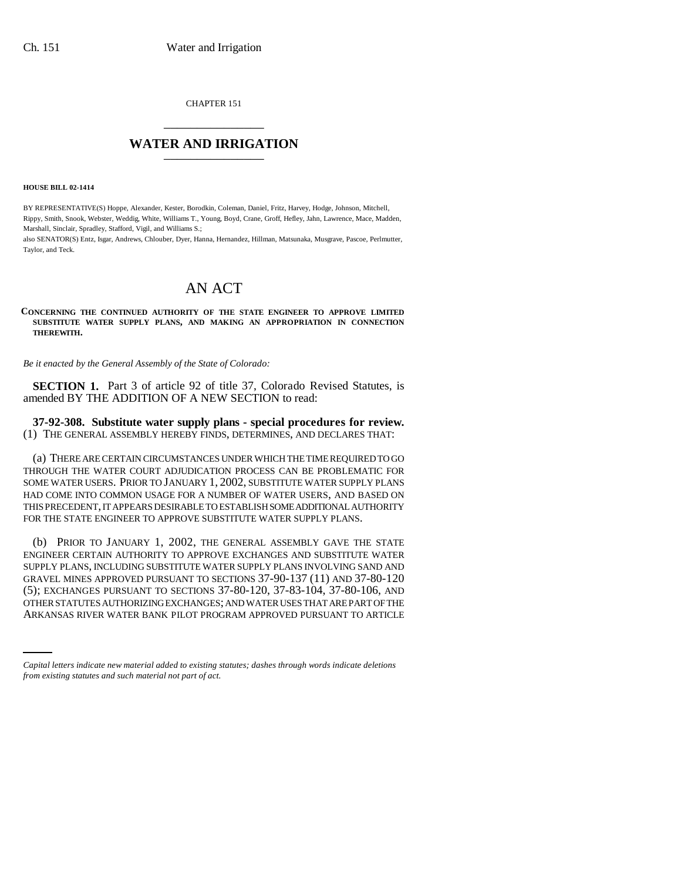CHAPTER 151

# WATER AND IRRIGATION

**HOUSE BILL 02-1414**

BY REPRESENTATIVE(S) Hoppe, Alexander, Kester, Borodkin, Coleman, Daniel, Fritz, Harvey, Hodge, Johnson, Mitchell, Rippy, Smith, Snook, Webster, Weddig, White, Williams T., Young, Boyd, Crane, Groff, Hefley, Jahn, Lawrence, Mace, Madden, Marshall, Sinclair, Spradley, Stafford, Vigil, and Williams S.;
also SENATOR(S) Entz, Isgar, Andrews, Chlouber, Dyer, Hanna, Hernandez, Hillman, Matsunaka, Musgrave, Pascoe, Perlmutter, Taylor, and Teck.

# AN ACT

**CONCERNING THE CONTINUED AUTHORITY OF THE STATE ENGINEER TO APPROVE LIMITED SUBSTITUTE WATER SUPPLY PLANS, AND MAKING AN APPROPRIATION IN CONNECTION THEREWITH.**

*Be it enacted by the General Assembly of the State of Colorado:*

**SECTION 1.** Part 3 of article 92 of title 37, Colorado Revised Statutes, is amended BY THE ADDITION OF A NEW SECTION to read:

**37-92-308. Substitute water supply plans - special procedures for review.** (1) THE GENERAL ASSEMBLY HEREBY FINDS, DETERMINES, AND DECLARES THAT:

(a) THERE ARE CERTAIN CIRCUMSTANCES UNDER WHICH THE TIME REQUIRED TO GO THROUGH THE WATER COURT ADJUDICATION PROCESS CAN BE PROBLEMATIC FOR SOME WATER USERS. PRIOR TO JANUARY 1, 2002, SUBSTITUTE WATER SUPPLY PLANS HAD COME INTO COMMON USAGE FOR A NUMBER OF WATER USERS, AND BASED ON THIS PRECEDENT, IT APPEARS DESIRABLE TO ESTABLISH SOME ADDITIONAL AUTHORITY FOR THE STATE ENGINEER TO APPROVE SUBSTITUTE WATER SUPPLY PLANS.

(b) PRIOR TO JANUARY 1, 2002, THE GENERAL ASSEMBLY GAVE THE STATE ENGINEER CERTAIN AUTHORITY TO APPROVE EXCHANGES AND SUBSTITUTE WATER SUPPLY PLANS, INCLUDING SUBSTITUTE WATER SUPPLY PLANS INVOLVING SAND AND GRAVEL MINES APPROVED PURSUANT TO SECTIONS 37-90-137 (11) AND 37-80-120 (5); EXCHANGES PURSUANT TO SECTIONS 37-80-120, 37-83-104, 37-80-106, AND OTHER STATUTES AUTHORIZING EXCHANGES; AND WATER USES THAT ARE PART OF THE ARKANSAS RIVER WATER BANK PILOT PROGRAM APPROVED PURSUANT TO ARTICLE

*Capital letters indicate new material added to existing statutes; dashes through words indicate deletions from existing statutes and such material not part of act.*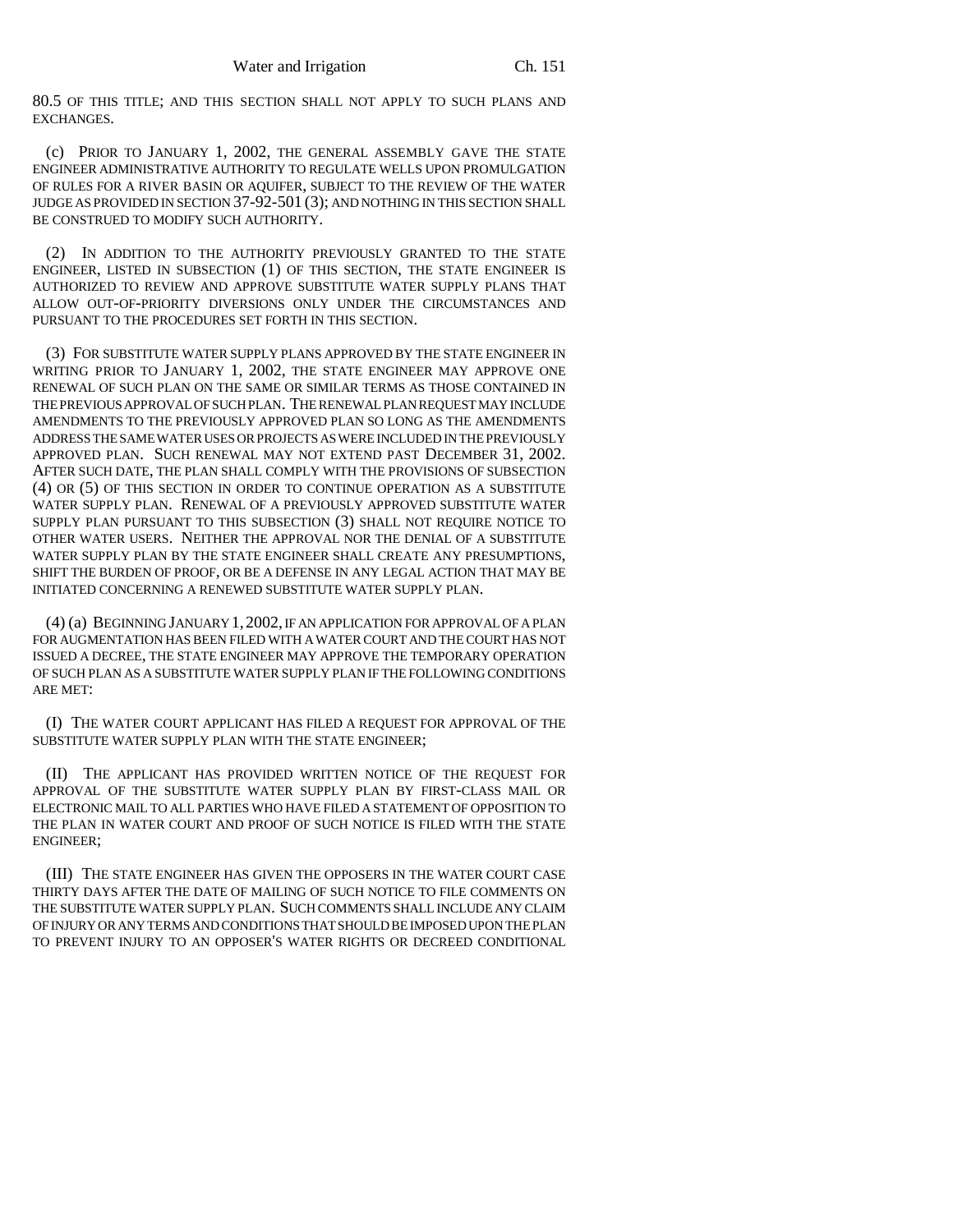80.5 OF THIS TITLE; AND THIS SECTION SHALL NOT APPLY TO SUCH PLANS AND EXCHANGES.

(c) PRIOR TO JANUARY 1, 2002, THE GENERAL ASSEMBLY GAVE THE STATE ENGINEER ADMINISTRATIVE AUTHORITY TO REGULATE WELLS UPON PROMULGATION OF RULES FOR A RIVER BASIN OR AQUIFER, SUBJECT TO THE REVIEW OF THE WATER JUDGE AS PROVIDED IN SECTION 37-92-501 (3); AND NOTHING IN THIS SECTION SHALL BE CONSTRUED TO MODIFY SUCH AUTHORITY.

(2) IN ADDITION TO THE AUTHORITY PREVIOUSLY GRANTED TO THE STATE ENGINEER, LISTED IN SUBSECTION (1) OF THIS SECTION, THE STATE ENGINEER IS AUTHORIZED TO REVIEW AND APPROVE SUBSTITUTE WATER SUPPLY PLANS THAT ALLOW OUT-OF-PRIORITY DIVERSIONS ONLY UNDER THE CIRCUMSTANCES AND PURSUANT TO THE PROCEDURES SET FORTH IN THIS SECTION.

(3) FOR SUBSTITUTE WATER SUPPLY PLANS APPROVED BY THE STATE ENGINEER IN WRITING PRIOR TO JANUARY 1, 2002, THE STATE ENGINEER MAY APPROVE ONE RENEWAL OF SUCH PLAN ON THE SAME OR SIMILAR TERMS AS THOSE CONTAINED IN THE PREVIOUS APPROVAL OF SUCH PLAN. THE RENEWAL PLAN REQUEST MAY INCLUDE AMENDMENTS TO THE PREVIOUSLY APPROVED PLAN SO LONG AS THE AMENDMENTS ADDRESS THE SAME WATER USES OR PROJECTS AS WERE INCLUDED IN THE PREVIOUSLY APPROVED PLAN. SUCH RENEWAL MAY NOT EXTEND PAST DECEMBER 31, 2002. AFTER SUCH DATE, THE PLAN SHALL COMPLY WITH THE PROVISIONS OF SUBSECTION (4) OR (5) OF THIS SECTION IN ORDER TO CONTINUE OPERATION AS A SUBSTITUTE WATER SUPPLY PLAN. RENEWAL OF A PREVIOUSLY APPROVED SUBSTITUTE WATER SUPPLY PLAN PURSUANT TO THIS SUBSECTION (3) SHALL NOT REQUIRE NOTICE TO OTHER WATER USERS. NEITHER THE APPROVAL NOR THE DENIAL OF A SUBSTITUTE WATER SUPPLY PLAN BY THE STATE ENGINEER SHALL CREATE ANY PRESUMPTIONS, SHIFT THE BURDEN OF PROOF, OR BE A DEFENSE IN ANY LEGAL ACTION THAT MAY BE INITIATED CONCERNING A RENEWED SUBSTITUTE WATER SUPPLY PLAN.

(4) (a) BEGINNING JANUARY 1, 2002, IF AN APPLICATION FOR APPROVAL OF A PLAN FOR AUGMENTATION HAS BEEN FILED WITH A WATER COURT AND THE COURT HAS NOT ISSUED A DECREE, THE STATE ENGINEER MAY APPROVE THE TEMPORARY OPERATION OF SUCH PLAN AS A SUBSTITUTE WATER SUPPLY PLAN IF THE FOLLOWING CONDITIONS ARE MET:

(I) THE WATER COURT APPLICANT HAS FILED A REQUEST FOR APPROVAL OF THE SUBSTITUTE WATER SUPPLY PLAN WITH THE STATE ENGINEER;

(II) THE APPLICANT HAS PROVIDED WRITTEN NOTICE OF THE REQUEST FOR APPROVAL OF THE SUBSTITUTE WATER SUPPLY PLAN BY FIRST-CLASS MAIL OR ELECTRONIC MAIL TO ALL PARTIES WHO HAVE FILED A STATEMENT OF OPPOSITION TO THE PLAN IN WATER COURT AND PROOF OF SUCH NOTICE IS FILED WITH THE STATE ENGINEER;

(III) THE STATE ENGINEER HAS GIVEN THE OPPOSERS IN THE WATER COURT CASE THIRTY DAYS AFTER THE DATE OF MAILING OF SUCH NOTICE TO FILE COMMENTS ON THE SUBSTITUTE WATER SUPPLY PLAN. SUCH COMMENTS SHALL INCLUDE ANY CLAIM OF INJURY OR ANY TERMS AND CONDITIONS THAT SHOULD BE IMPOSED UPON THE PLAN TO PREVENT INJURY TO AN OPPOSER'S WATER RIGHTS OR DECREED CONDITIONAL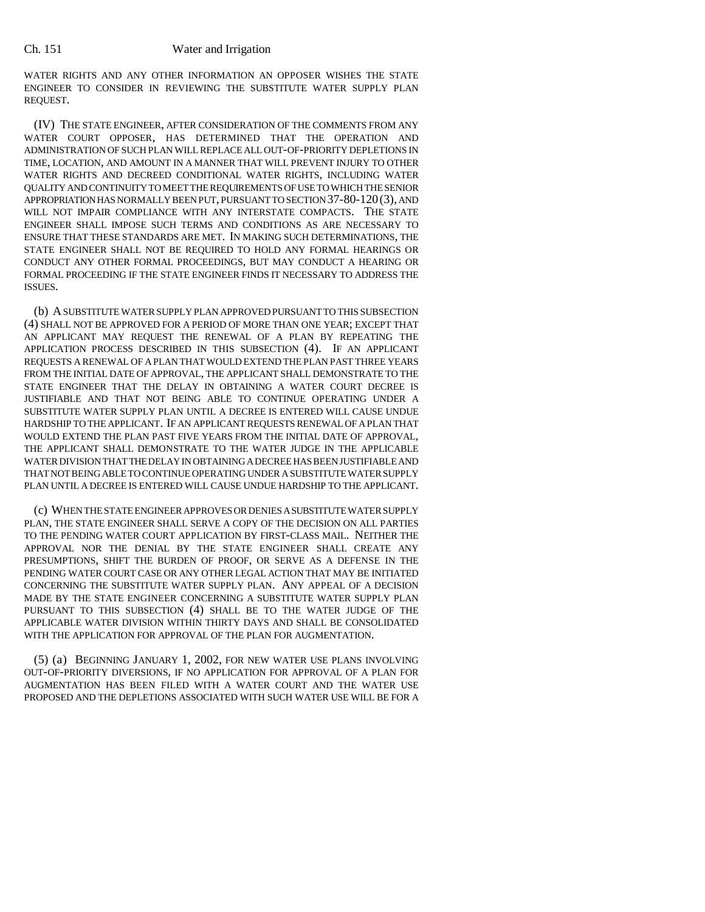WATER RIGHTS AND ANY OTHER INFORMATION AN OPPOSER WISHES THE STATE ENGINEER TO CONSIDER IN REVIEWING THE SUBSTITUTE WATER SUPPLY PLAN REQUEST.

(IV) THE STATE ENGINEER, AFTER CONSIDERATION OF THE COMMENTS FROM ANY WATER COURT OPPOSER, HAS DETERMINED THAT THE OPERATION AND ADMINISTRATION OF SUCH PLAN WILL REPLACE ALL OUT-OF-PRIORITY DEPLETIONS IN TIME, LOCATION, AND AMOUNT IN A MANNER THAT WILL PREVENT INJURY TO OTHER WATER RIGHTS AND DECREED CONDITIONAL WATER RIGHTS, INCLUDING WATER QUALITY AND CONTINUITY TO MEET THE REQUIREMENTS OF USE TO WHICH THE SENIOR APPROPRIATION HAS NORMALLY BEEN PUT, PURSUANT TO SECTION 37-80-120 (3), AND WILL NOT IMPAIR COMPLIANCE WITH ANY INTERSTATE COMPACTS. THE STATE ENGINEER SHALL IMPOSE SUCH TERMS AND CONDITIONS AS ARE NECESSARY TO ENSURE THAT THESE STANDARDS ARE MET. IN MAKING SUCH DETERMINATIONS, THE STATE ENGINEER SHALL NOT BE REQUIRED TO HOLD ANY FORMAL HEARINGS OR CONDUCT ANY OTHER FORMAL PROCEEDINGS, BUT MAY CONDUCT A HEARING OR FORMAL PROCEEDING IF THE STATE ENGINEER FINDS IT NECESSARY TO ADDRESS THE ISSUES.

(b) A SUBSTITUTE WATER SUPPLY PLAN APPROVED PURSUANT TO THIS SUBSECTION (4) SHALL NOT BE APPROVED FOR A PERIOD OF MORE THAN ONE YEAR; EXCEPT THAT AN APPLICANT MAY REQUEST THE RENEWAL OF A PLAN BY REPEATING THE APPLICATION PROCESS DESCRIBED IN THIS SUBSECTION (4). IF AN APPLICANT REQUESTS A RENEWAL OF A PLAN THAT WOULD EXTEND THE PLAN PAST THREE YEARS FROM THE INITIAL DATE OF APPROVAL, THE APPLICANT SHALL DEMONSTRATE TO THE STATE ENGINEER THAT THE DELAY IN OBTAINING A WATER COURT DECREE IS JUSTIFIABLE AND THAT NOT BEING ABLE TO CONTINUE OPERATING UNDER A SUBSTITUTE WATER SUPPLY PLAN UNTIL A DECREE IS ENTERED WILL CAUSE UNDUE HARDSHIP TO THE APPLICANT. IF AN APPLICANT REQUESTS RENEWAL OF A PLAN THAT WOULD EXTEND THE PLAN PAST FIVE YEARS FROM THE INITIAL DATE OF APPROVAL, THE APPLICANT SHALL DEMONSTRATE TO THE WATER JUDGE IN THE APPLICABLE WATER DIVISION THAT THE DELAY IN OBTAINING A DECREE HAS BEEN JUSTIFIABLE AND THAT NOT BEING ABLE TO CONTINUE OPERATING UNDER A SUBSTITUTE WATER SUPPLY PLAN UNTIL A DECREE IS ENTERED WILL CAUSE UNDUE HARDSHIP TO THE APPLICANT.

(c) WHEN THE STATE ENGINEER APPROVES OR DENIES A SUBSTITUTE WATER SUPPLY PLAN, THE STATE ENGINEER SHALL SERVE A COPY OF THE DECISION ON ALL PARTIES TO THE PENDING WATER COURT APPLICATION BY FIRST-CLASS MAIL. NEITHER THE APPROVAL NOR THE DENIAL BY THE STATE ENGINEER SHALL CREATE ANY PRESUMPTIONS, SHIFT THE BURDEN OF PROOF, OR SERVE AS A DEFENSE IN THE PENDING WATER COURT CASE OR ANY OTHER LEGAL ACTION THAT MAY BE INITIATED CONCERNING THE SUBSTITUTE WATER SUPPLY PLAN. ANY APPEAL OF A DECISION MADE BY THE STATE ENGINEER CONCERNING A SUBSTITUTE WATER SUPPLY PLAN PURSUANT TO THIS SUBSECTION (4) SHALL BE TO THE WATER JUDGE OF THE APPLICABLE WATER DIVISION WITHIN THIRTY DAYS AND SHALL BE CONSOLIDATED WITH THE APPLICATION FOR APPROVAL OF THE PLAN FOR AUGMENTATION.

(5) (a) BEGINNING JANUARY 1, 2002, FOR NEW WATER USE PLANS INVOLVING OUT-OF-PRIORITY DIVERSIONS, IF NO APPLICATION FOR APPROVAL OF A PLAN FOR AUGMENTATION HAS BEEN FILED WITH A WATER COURT AND THE WATER USE PROPOSED AND THE DEPLETIONS ASSOCIATED WITH SUCH WATER USE WILL BE FOR A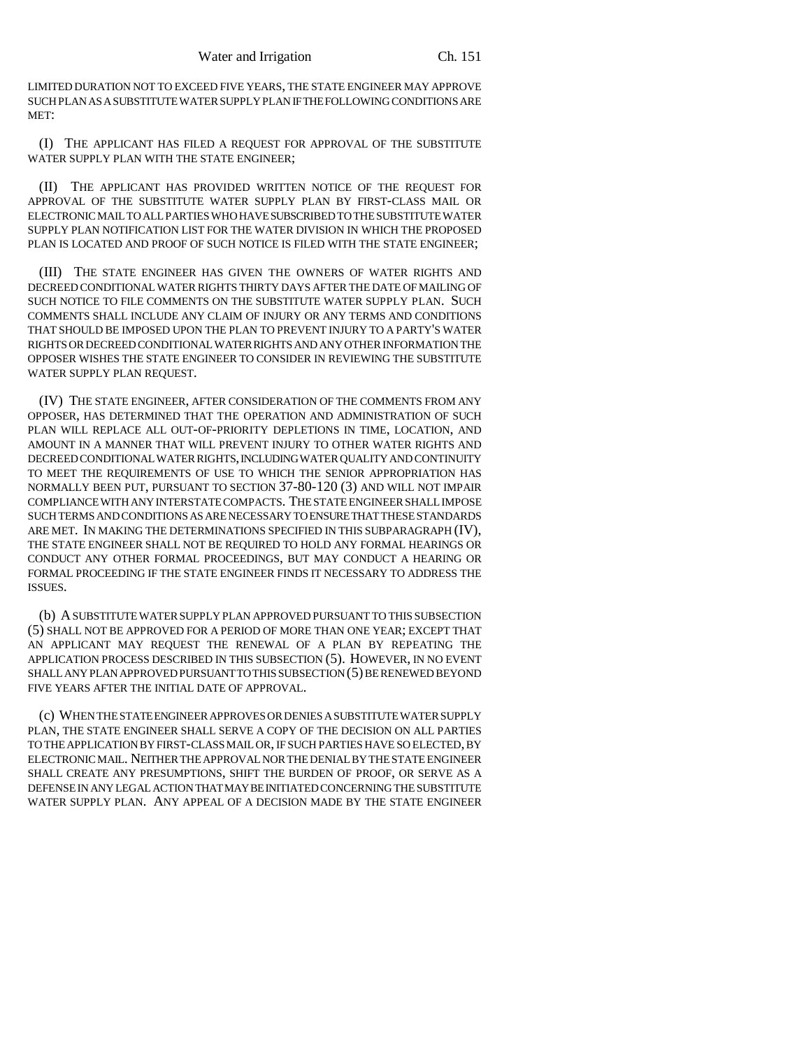LIMITED DURATION NOT TO EXCEED FIVE YEARS, THE STATE ENGINEER MAY APPROVE SUCH PLAN AS A SUBSTITUTE WATER SUPPLY PLAN IF THE FOLLOWING CONDITIONS ARE MET:

(I) THE APPLICANT HAS FILED A REQUEST FOR APPROVAL OF THE SUBSTITUTE WATER SUPPLY PLAN WITH THE STATE ENGINEER;

(II) THE APPLICANT HAS PROVIDED WRITTEN NOTICE OF THE REQUEST FOR APPROVAL OF THE SUBSTITUTE WATER SUPPLY PLAN BY FIRST-CLASS MAIL OR ELECTRONIC MAIL TO ALL PARTIES WHO HAVE SUBSCRIBED TO THE SUBSTITUTE WATER SUPPLY PLAN NOTIFICATION LIST FOR THE WATER DIVISION IN WHICH THE PROPOSED PLAN IS LOCATED AND PROOF OF SUCH NOTICE IS FILED WITH THE STATE ENGINEER;

(III) THE STATE ENGINEER HAS GIVEN THE OWNERS OF WATER RIGHTS AND DECREED CONDITIONAL WATER RIGHTS THIRTY DAYS AFTER THE DATE OF MAILING OF SUCH NOTICE TO FILE COMMENTS ON THE SUBSTITUTE WATER SUPPLY PLAN. SUCH COMMENTS SHALL INCLUDE ANY CLAIM OF INJURY OR ANY TERMS AND CONDITIONS THAT SHOULD BE IMPOSED UPON THE PLAN TO PREVENT INJURY TO A PARTY'S WATER RIGHTS OR DECREED CONDITIONAL WATER RIGHTS AND ANY OTHER INFORMATION THE OPPOSER WISHES THE STATE ENGINEER TO CONSIDER IN REVIEWING THE SUBSTITUTE WATER SUPPLY PLAN REQUEST.

(IV) THE STATE ENGINEER, AFTER CONSIDERATION OF THE COMMENTS FROM ANY OPPOSER, HAS DETERMINED THAT THE OPERATION AND ADMINISTRATION OF SUCH PLAN WILL REPLACE ALL OUT-OF-PRIORITY DEPLETIONS IN TIME, LOCATION, AND AMOUNT IN A MANNER THAT WILL PREVENT INJURY TO OTHER WATER RIGHTS AND DECREED CONDITIONAL WATER RIGHTS, INCLUDING WATER QUALITY AND CONTINUITY TO MEET THE REQUIREMENTS OF USE TO WHICH THE SENIOR APPROPRIATION HAS NORMALLY BEEN PUT, PURSUANT TO SECTION 37-80-120 (3) AND WILL NOT IMPAIR COMPLIANCE WITH ANY INTERSTATE COMPACTS. THE STATE ENGINEER SHALL IMPOSE SUCH TERMS AND CONDITIONS AS ARE NECESSARY TO ENSURE THAT THESE STANDARDS ARE MET. IN MAKING THE DETERMINATIONS SPECIFIED IN THIS SUBPARAGRAPH (IV), THE STATE ENGINEER SHALL NOT BE REQUIRED TO HOLD ANY FORMAL HEARINGS OR CONDUCT ANY OTHER FORMAL PROCEEDINGS, BUT MAY CONDUCT A HEARING OR FORMAL PROCEEDING IF THE STATE ENGINEER FINDS IT NECESSARY TO ADDRESS THE ISSUES.

(b) A SUBSTITUTE WATER SUPPLY PLAN APPROVED PURSUANT TO THIS SUBSECTION (5) SHALL NOT BE APPROVED FOR A PERIOD OF MORE THAN ONE YEAR; EXCEPT THAT AN APPLICANT MAY REQUEST THE RENEWAL OF A PLAN BY REPEATING THE APPLICATION PROCESS DESCRIBED IN THIS SUBSECTION (5). HOWEVER, IN NO EVENT SHALL ANY PLAN APPROVED PURSUANT TO THIS SUBSECTION (5) BE RENEWED BEYOND FIVE YEARS AFTER THE INITIAL DATE OF APPROVAL.

(c) WHEN THE STATE ENGINEER APPROVES OR DENIES A SUBSTITUTE WATER SUPPLY PLAN, THE STATE ENGINEER SHALL SERVE A COPY OF THE DECISION ON ALL PARTIES TO THE APPLICATION BY FIRST-CLASS MAIL OR, IF SUCH PARTIES HAVE SO ELECTED, BY ELECTRONIC MAIL. NEITHER THE APPROVAL NOR THE DENIAL BY THE STATE ENGINEER SHALL CREATE ANY PRESUMPTIONS, SHIFT THE BURDEN OF PROOF, OR SERVE AS A DEFENSE IN ANY LEGAL ACTION THAT MAY BE INITIATED CONCERNING THE SUBSTITUTE WATER SUPPLY PLAN. ANY APPEAL OF A DECISION MADE BY THE STATE ENGINEER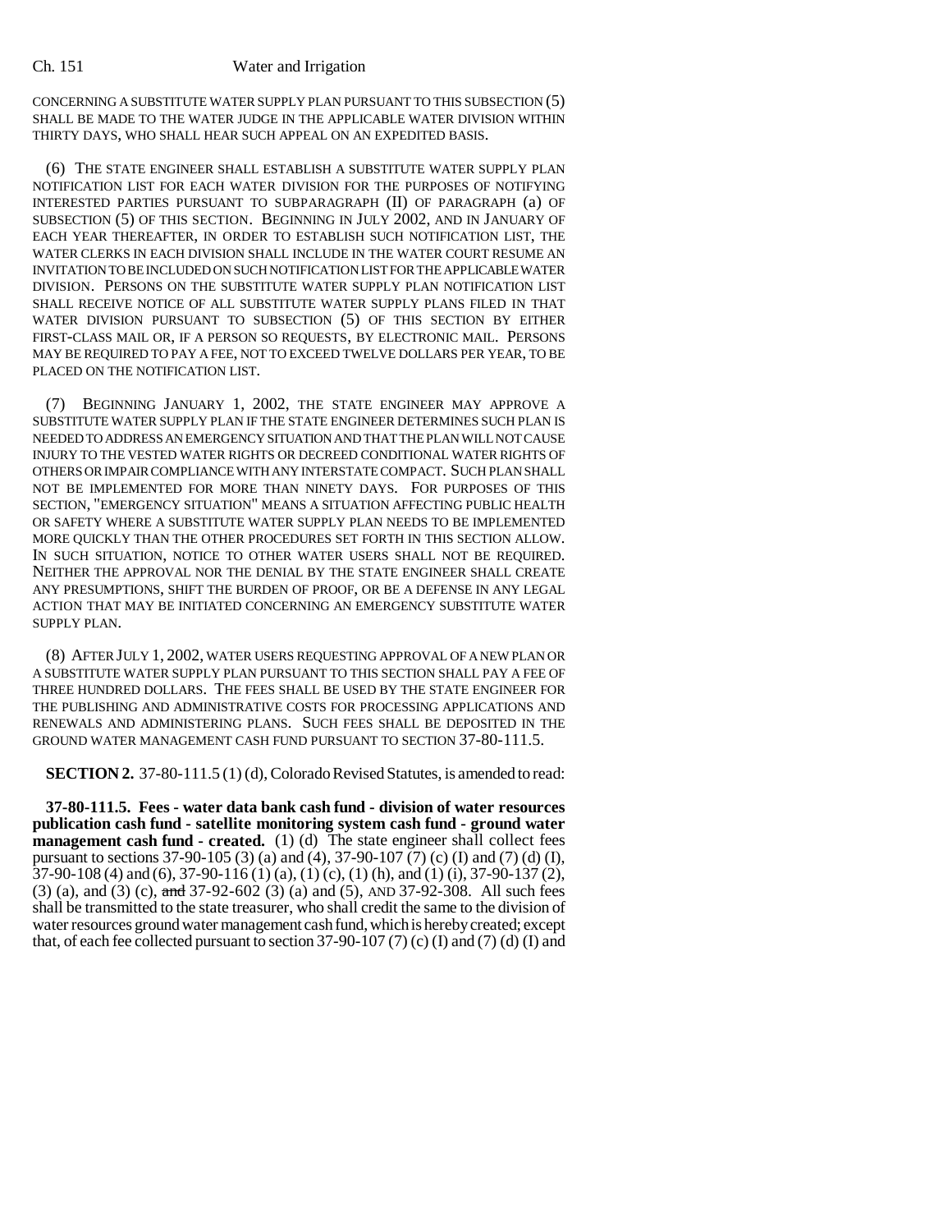CONCERNING A SUBSTITUTE WATER SUPPLY PLAN PURSUANT TO THIS SUBSECTION (5) SHALL BE MADE TO THE WATER JUDGE IN THE APPLICABLE WATER DIVISION WITHIN THIRTY DAYS, WHO SHALL HEAR SUCH APPEAL ON AN EXPEDITED BASIS.

(6) THE STATE ENGINEER SHALL ESTABLISH A SUBSTITUTE WATER SUPPLY PLAN NOTIFICATION LIST FOR EACH WATER DIVISION FOR THE PURPOSES OF NOTIFYING INTERESTED PARTIES PURSUANT TO SUBPARAGRAPH (II) OF PARAGRAPH (a) OF SUBSECTION (5) OF THIS SECTION. BEGINNING IN JULY 2002, AND IN JANUARY OF EACH YEAR THEREAFTER, IN ORDER TO ESTABLISH SUCH NOTIFICATION LIST, THE WATER CLERKS IN EACH DIVISION SHALL INCLUDE IN THE WATER COURT RESUME AN INVITATION TO BE INCLUDED ON SUCH NOTIFICATION LIST FOR THE APPLICABLE WATER DIVISION. PERSONS ON THE SUBSTITUTE WATER SUPPLY PLAN NOTIFICATION LIST SHALL RECEIVE NOTICE OF ALL SUBSTITUTE WATER SUPPLY PLANS FILED IN THAT WATER DIVISION PURSUANT TO SUBSECTION (5) OF THIS SECTION BY EITHER FIRST-CLASS MAIL OR, IF A PERSON SO REQUESTS, BY ELECTRONIC MAIL. PERSONS MAY BE REQUIRED TO PAY A FEE, NOT TO EXCEED TWELVE DOLLARS PER YEAR, TO BE PLACED ON THE NOTIFICATION LIST.

(7) BEGINNING JANUARY 1, 2002, THE STATE ENGINEER MAY APPROVE A SUBSTITUTE WATER SUPPLY PLAN IF THE STATE ENGINEER DETERMINES SUCH PLAN IS NEEDED TO ADDRESS AN EMERGENCY SITUATION AND THAT THE PLAN WILL NOT CAUSE INJURY TO THE VESTED WATER RIGHTS OR DECREED CONDITIONAL WATER RIGHTS OF OTHERS OR IMPAIR COMPLIANCE WITH ANY INTERSTATE COMPACT. SUCH PLAN SHALL NOT BE IMPLEMENTED FOR MORE THAN NINETY DAYS. FOR PURPOSES OF THIS SECTION, "EMERGENCY SITUATION" MEANS A SITUATION AFFECTING PUBLIC HEALTH OR SAFETY WHERE A SUBSTITUTE WATER SUPPLY PLAN NEEDS TO BE IMPLEMENTED MORE QUICKLY THAN THE OTHER PROCEDURES SET FORTH IN THIS SECTION ALLOW. IN SUCH SITUATION, NOTICE TO OTHER WATER USERS SHALL NOT BE REQUIRED. NEITHER THE APPROVAL NOR THE DENIAL BY THE STATE ENGINEER SHALL CREATE ANY PRESUMPTIONS, SHIFT THE BURDEN OF PROOF, OR BE A DEFENSE IN ANY LEGAL ACTION THAT MAY BE INITIATED CONCERNING AN EMERGENCY SUBSTITUTE WATER SUPPLY PLAN.

(8) AFTER JULY 1, 2002, WATER USERS REQUESTING APPROVAL OF A NEW PLAN OR A SUBSTITUTE WATER SUPPLY PLAN PURSUANT TO THIS SECTION SHALL PAY A FEE OF THREE HUNDRED DOLLARS. THE FEES SHALL BE USED BY THE STATE ENGINEER FOR THE PUBLISHING AND ADMINISTRATIVE COSTS FOR PROCESSING APPLICATIONS AND RENEWALS AND ADMINISTERING PLANS. SUCH FEES SHALL BE DEPOSITED IN THE GROUND WATER MANAGEMENT CASH FUND PURSUANT TO SECTION 37-80-111.5.

**SECTION 2.** 37-80-111.5 (1) (d), Colorado Revised Statutes, is amended to read:

**37-80-111.5. Fees - water data bank cash fund - division of water resources publication cash fund - satellite monitoring system cash fund - ground water management cash fund - created.** (1) (d) The state engineer shall collect fees pursuant to sections 37-90-105 (3) (a) and (4), 37-90-107 (7) (c) (I) and (7) (d) (I), 37-90-108 (4) and (6), 37-90-116 (1) (a), (1) (c), (1) (h), and (1) (i), 37-90-137 (2), (3) (a), and (3) (c), ~~and~~ 37-92-602 (3) (a) and (5), AND 37-92-308. All such fees shall be transmitted to the state treasurer, who shall credit the same to the division of water resources ground water management cash fund, which is hereby created; except that, of each fee collected pursuant to section 37-90-107 (7) (c) (I) and (7) (d) (I) and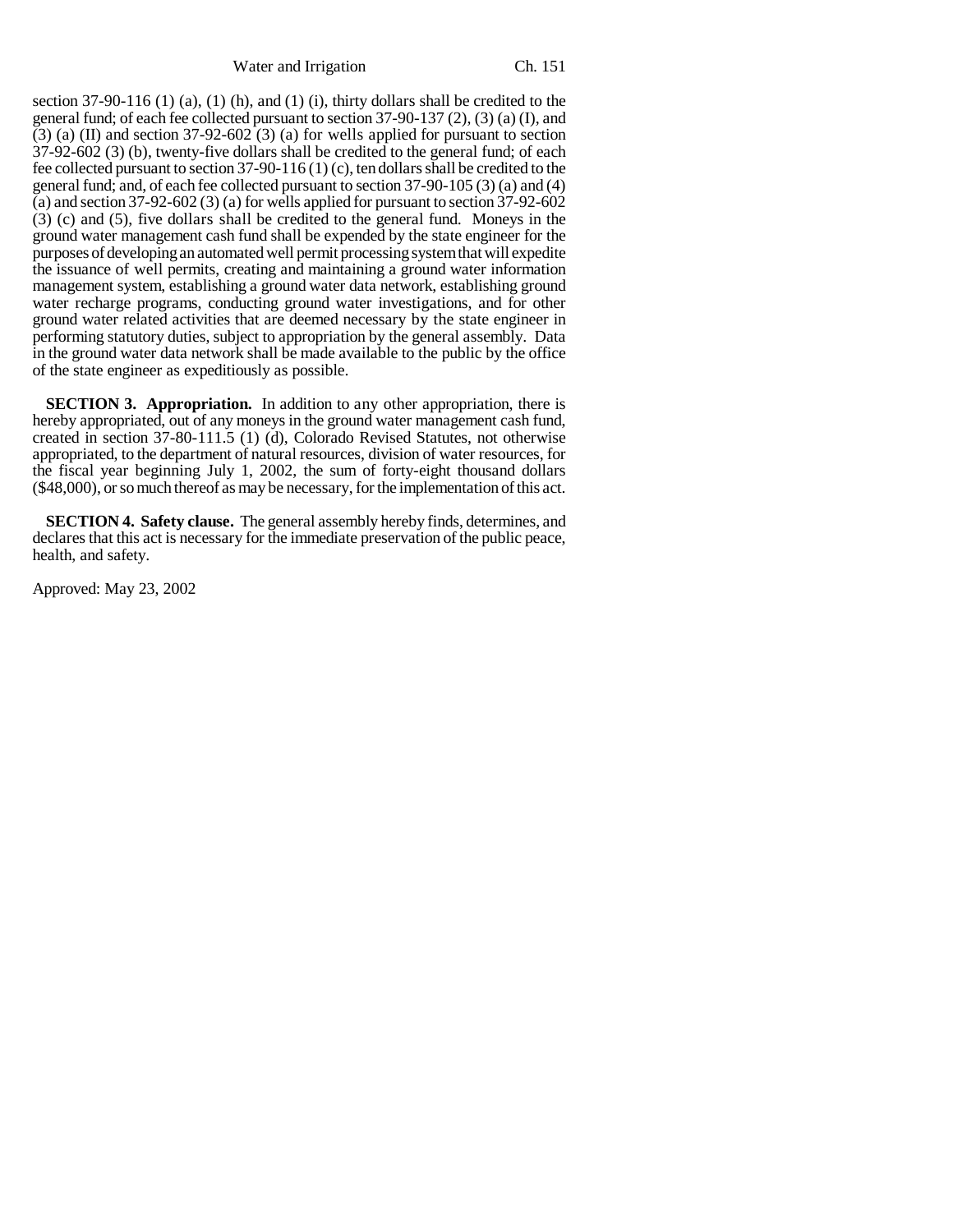section 37-90-116 (1) (a), (1) (h), and (1) (i), thirty dollars shall be credited to the general fund; of each fee collected pursuant to section 37-90-137 (2), (3) (a) (I), and (3) (a) (II) and section 37-92-602 (3) (a) for wells applied for pursuant to section 37-92-602 (3) (b), twenty-five dollars shall be credited to the general fund; of each fee collected pursuant to section 37-90-116 (1) (c), ten dollars shall be credited to the general fund; and, of each fee collected pursuant to section 37-90-105 (3) (a) and (4) (a) and section 37-92-602 (3) (a) for wells applied for pursuant to section 37-92-602 (3) (c) and (5), five dollars shall be credited to the general fund. Moneys in the ground water management cash fund shall be expended by the state engineer for the purposes of developing an automated well permit processing system that will expedite the issuance of well permits, creating and maintaining a ground water information management system, establishing a ground water data network, establishing ground water recharge programs, conducting ground water investigations, and for other ground water related activities that are deemed necessary by the state engineer in performing statutory duties, subject to appropriation by the general assembly. Data in the ground water data network shall be made available to the public by the office of the state engineer as expeditiously as possible.

**SECTION 3. Appropriation.** In addition to any other appropriation, there is hereby appropriated, out of any moneys in the ground water management cash fund, created in section 37-80-111.5 (1) (d), Colorado Revised Statutes, not otherwise appropriated, to the department of natural resources, division of water resources, for the fiscal year beginning July 1, 2002, the sum of forty-eight thousand dollars ($48,000), or so much thereof as may be necessary, for the implementation of this act.

**SECTION 4. Safety clause.** The general assembly hereby finds, determines, and declares that this act is necessary for the immediate preservation of the public peace, health, and safety.

Approved: May 23, 2002